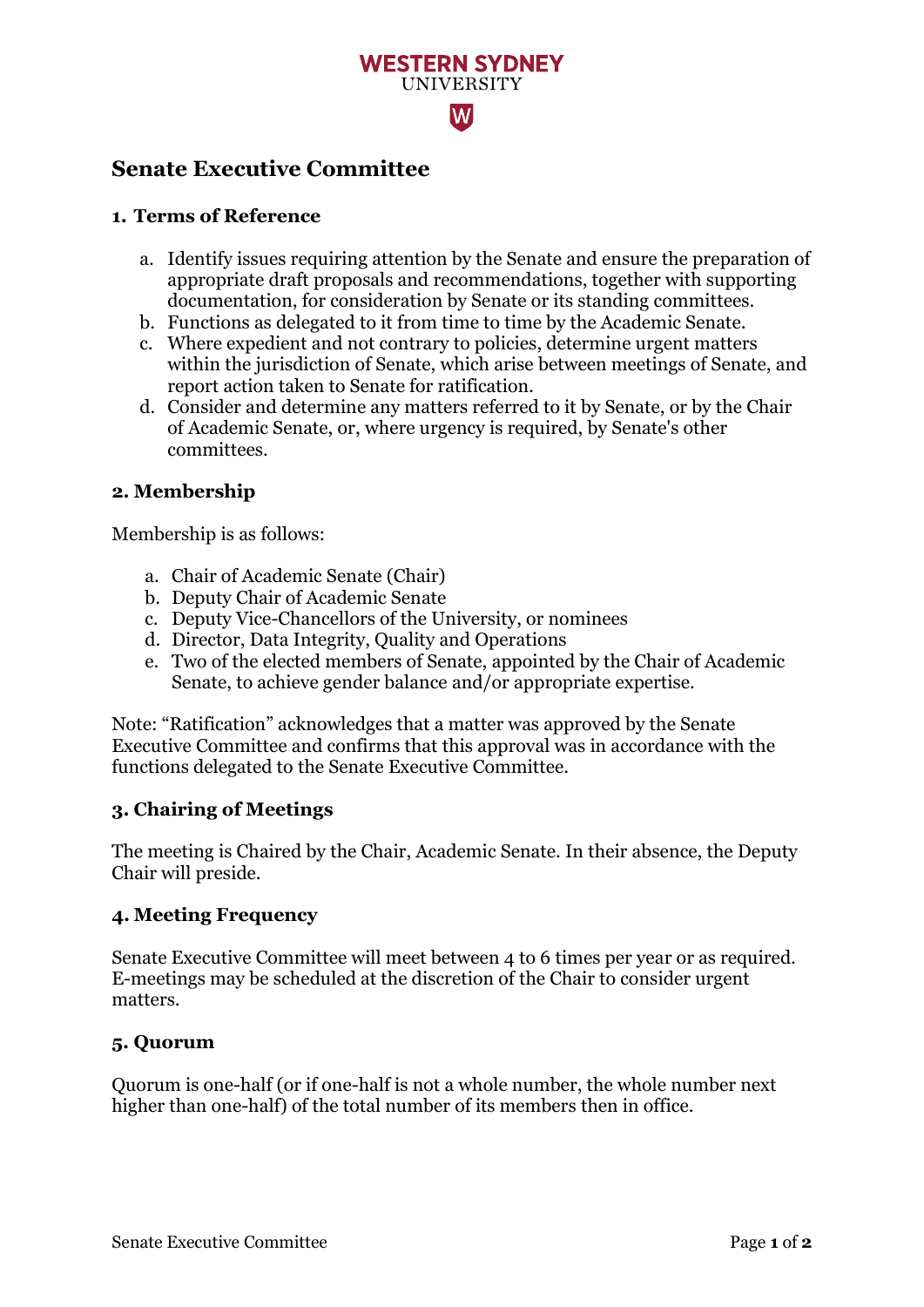# Senate Executive Committee

## 1. Terms of Reference

a. Identify issues requiring attention by the Senate and ensure the preparation of appropriate draft proposals and recommendations, together with supporting documentation, for consideration by Senate or its standing committees.
b. Functions as delegated to it from time to time by the Academic Senate.
c. Where expedient and not contrary to policies, determine urgent matters within the jurisdiction of Senate, which arise between meetings of Senate, and report action taken to Senate for ratification.
d. Consider and determine any matters referred to it by Senate, or by the Chair of Academic Senate, or, where urgency is required, by Senate's other committees.

## 2. Membership

Membership is as follows:

a. Chair of Academic Senate (Chair)
b. Deputy Chair of Academic Senate
c. Deputy Vice-Chancellors of the University, or nominees
d. Director, Data Integrity, Quality and Operations
e. Two of the elected members of Senate, appointed by the Chair of Academic Senate, to achieve gender balance and/or appropriate expertise.

Note: "Ratification" acknowledges that a matter was approved by the Senate Executive Committee and confirms that this approval was in accordance with the functions delegated to the Senate Executive Committee.

## 3. Chairing of Meetings

The meeting is Chaired by the Chair, Academic Senate. In their absence, the Deputy Chair will preside.

## 4. Meeting Frequency

Senate Executive Committee will meet between 4 to 6 times per year or as required. E-meetings may be scheduled at the discretion of the Chair to consider urgent matters.

## 5. Quorum

Quorum is one-half (or if one-half is not a whole number, the whole number next higher than one-half) of the total number of its members then in office.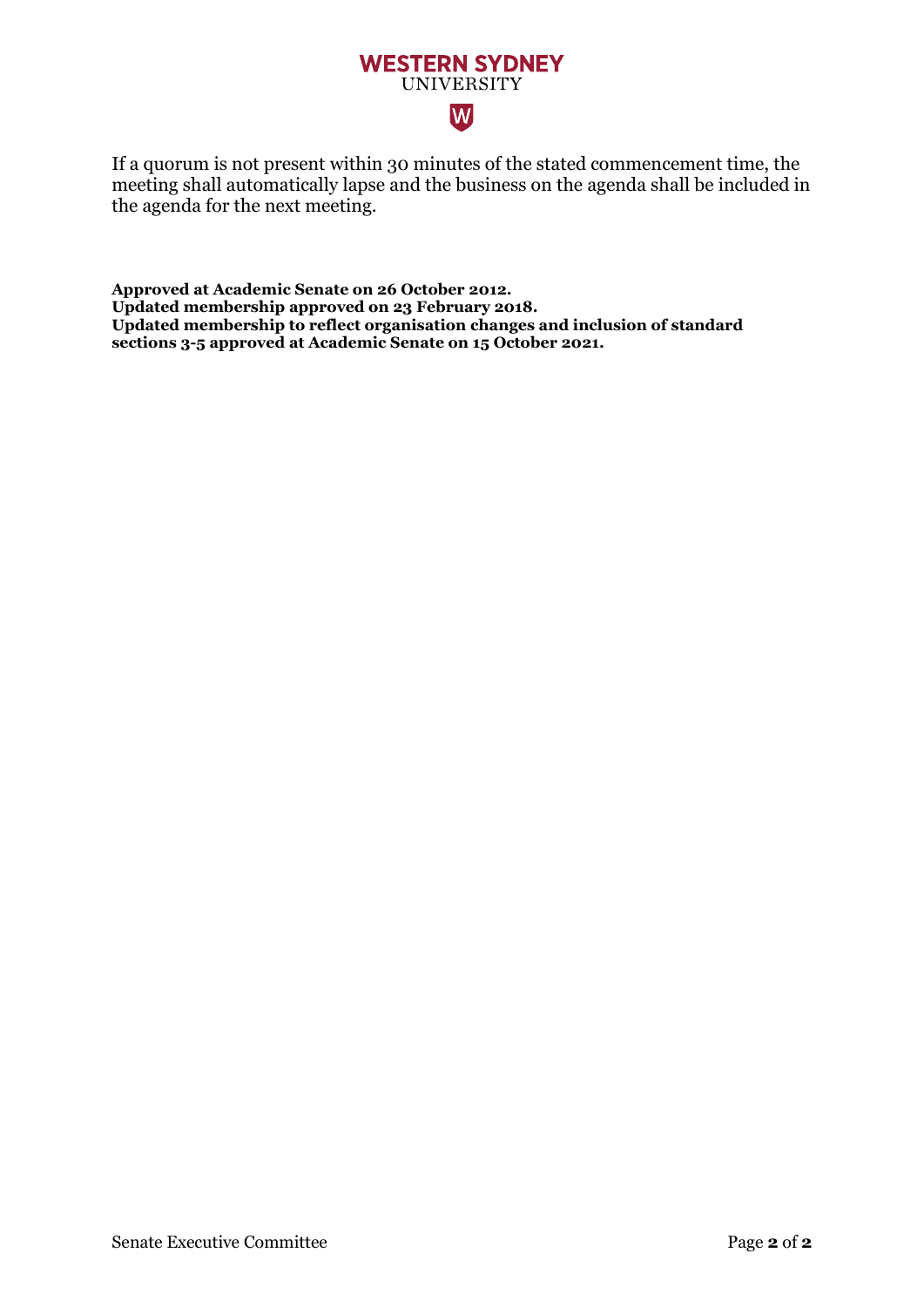If a quorum is not present within 30 minutes of the stated commencement time, the meeting shall automatically lapse and the business on the agenda shall be included in the agenda for the next meeting.

**Approved at Academic Senate on 26 October 2012.**
**Updated membership approved on 23 February 2018.**
**Updated membership to reflect organisation changes and inclusion of standard sections 3-5 approved at Academic Senate on 15 October 2021.**